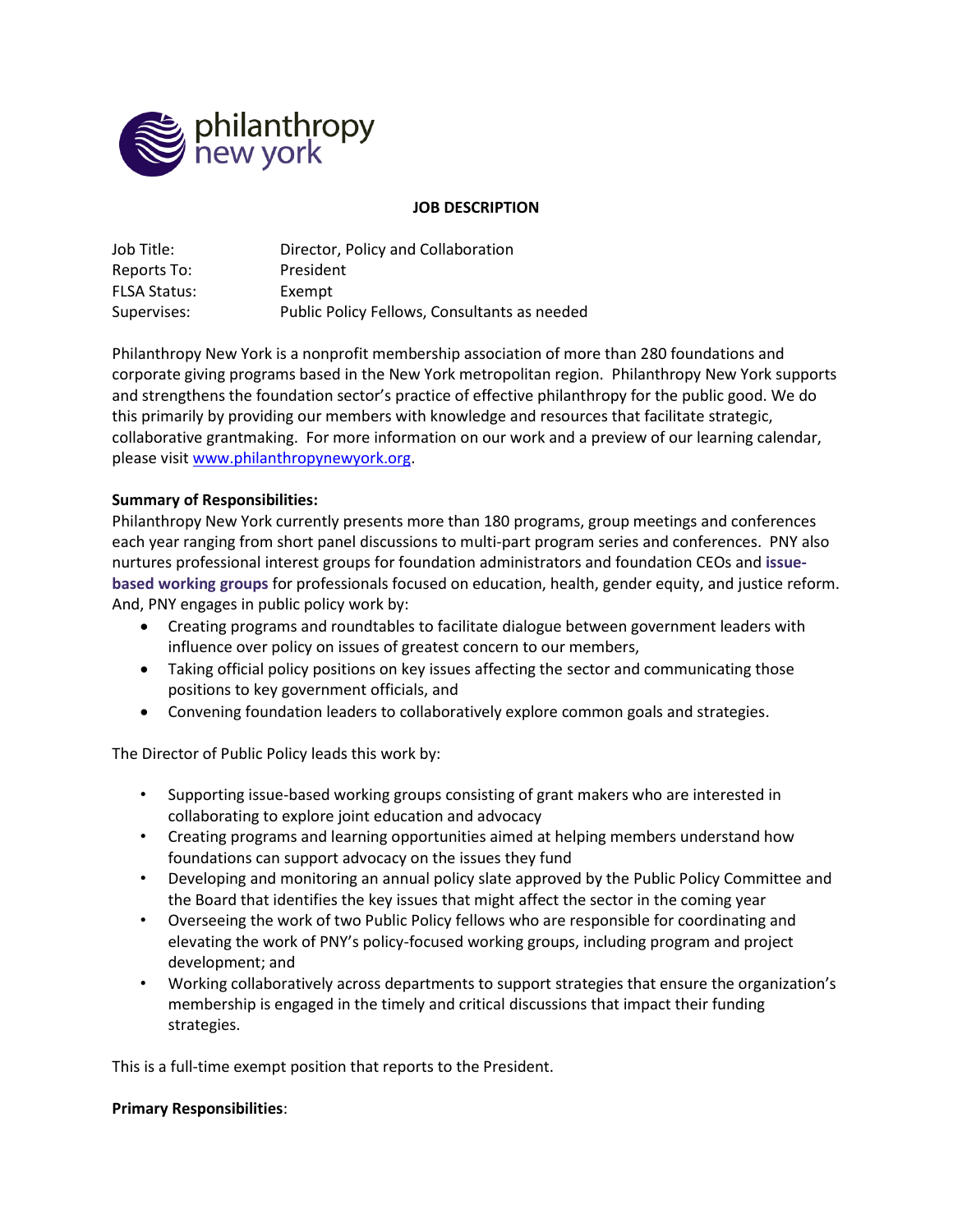philanthropy new york

**JOB DESCRIPTION**

| | |
|---|---|
| Job Title: | Director, Policy and Collaboration |
| Reports To: | President |
| FLSA Status: | Exempt |
| Supervises: | Public Policy Fellows, Consultants as needed |

Philanthropy New York is a nonprofit membership association of more than 280 foundations and corporate giving programs based in the New York metropolitan region. Philanthropy New York supports and strengthens the foundation sector's practice of effective philanthropy for the public good. We do this primarily by providing our members with knowledge and resources that facilitate strategic, collaborative grantmaking. For more information on our work and a preview of our learning calendar, please visit www.philanthropynewyork.org.

**Summary of Responsibilities:**
Philanthropy New York currently presents more than 180 programs, group meetings and conferences each year ranging from short panel discussions to multi-part program series and conferences. PNY also nurtures professional interest groups for foundation administrators and foundation CEOs and **issue-based working groups** for professionals focused on education, health, gender equity, and justice reform. And, PNY engages in public policy work by:

- Creating programs and roundtables to facilitate dialogue between government leaders with influence over policy on issues of greatest concern to our members,
- Taking official policy positions on key issues affecting the sector and communicating those positions to key government officials, and
- Convening foundation leaders to collaboratively explore common goals and strategies.

The Director of Public Policy leads this work by:

- Supporting issue-based working groups consisting of grant makers who are interested in collaborating to explore joint education and advocacy
- Creating programs and learning opportunities aimed at helping members understand how foundations can support advocacy on the issues they fund
- Developing and monitoring an annual policy slate approved by the Public Policy Committee and the Board that identifies the key issues that might affect the sector in the coming year
- Overseeing the work of two Public Policy fellows who are responsible for coordinating and elevating the work of PNY's policy-focused working groups, including program and project development; and
- Working collaboratively across departments to support strategies that ensure the organization's membership is engaged in the timely and critical discussions that impact their funding strategies.

This is a full-time exempt position that reports to the President.

**Primary Responsibilities**: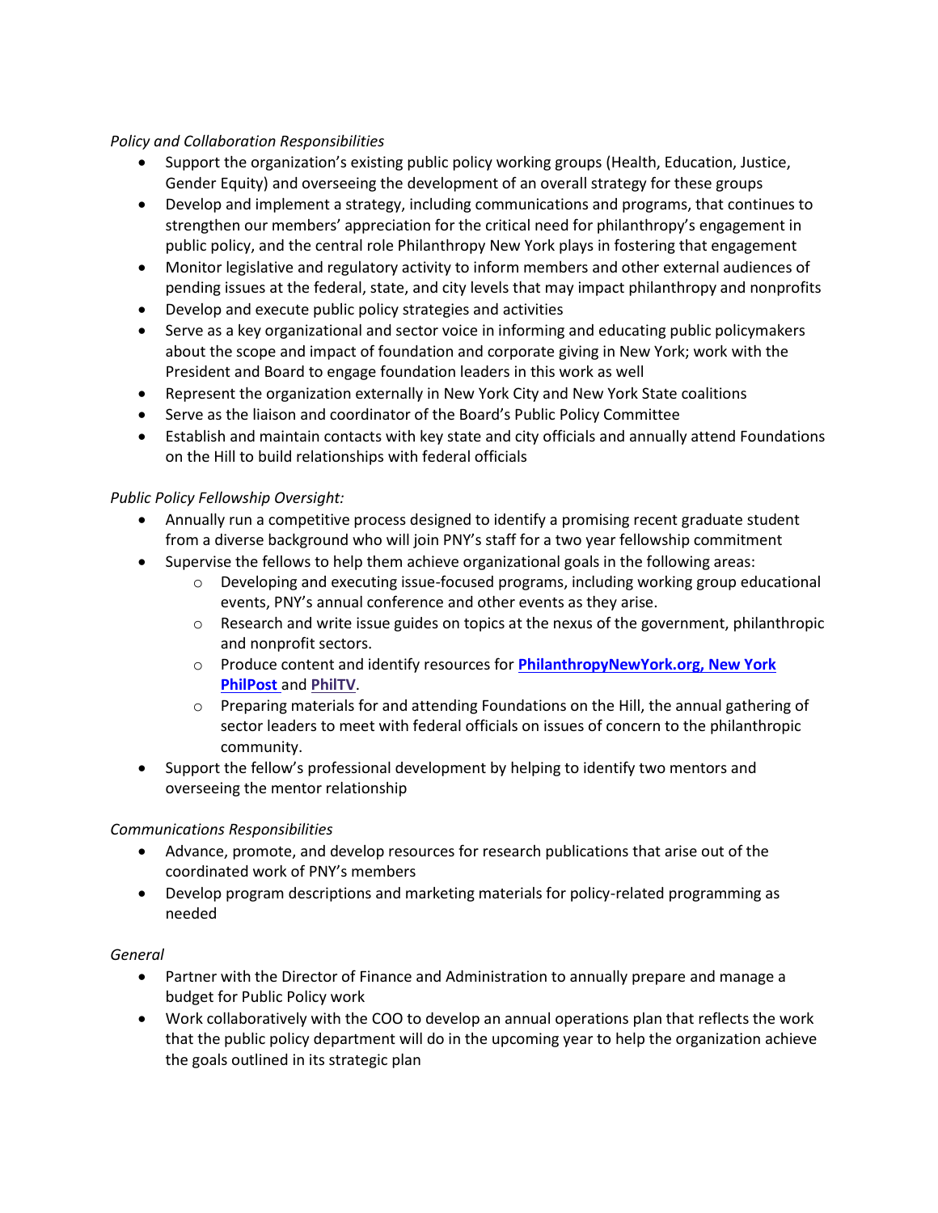*Policy and Collaboration Responsibilities*

- Support the organization's existing public policy working groups (Health, Education, Justice, Gender Equity) and overseeing the development of an overall strategy for these groups
- Develop and implement a strategy, including communications and programs, that continues to strengthen our members' appreciation for the critical need for philanthropy's engagement in public policy, and the central role Philanthropy New York plays in fostering that engagement
- Monitor legislative and regulatory activity to inform members and other external audiences of pending issues at the federal, state, and city levels that may impact philanthropy and nonprofits
- Develop and execute public policy strategies and activities
- Serve as a key organizational and sector voice in informing and educating public policymakers about the scope and impact of foundation and corporate giving in New York; work with the President and Board to engage foundation leaders in this work as well
- Represent the organization externally in New York City and New York State coalitions
- Serve as the liaison and coordinator of the Board's Public Policy Committee
- Establish and maintain contacts with key state and city officials and annually attend Foundations on the Hill to build relationships with federal officials

*Public Policy Fellowship Oversight:*

- Annually run a competitive process designed to identify a promising recent graduate student from a diverse background who will join PNY's staff for a two year fellowship commitment
- Supervise the fellows to help them achieve organizational goals in the following areas:
    - Developing and executing issue-focused programs, including working group educational events, PNY's annual conference and other events as they arise.
    - Research and write issue guides on topics at the nexus of the government, philanthropic and nonprofit sectors.
    - Produce content and identify resources for **PhilanthropyNewYork.org, New York PhilPost** and **PhilTV**.
    - Preparing materials for and attending Foundations on the Hill, the annual gathering of sector leaders to meet with federal officials on issues of concern to the philanthropic community.
- Support the fellow's professional development by helping to identify two mentors and overseeing the mentor relationship

*Communications Responsibilities*

- Advance, promote, and develop resources for research publications that arise out of the coordinated work of PNY's members
- Develop program descriptions and marketing materials for policy-related programming as needed

*General*

- Partner with the Director of Finance and Administration to annually prepare and manage a budget for Public Policy work
- Work collaboratively with the COO to develop an annual operations plan that reflects the work that the public policy department will do in the upcoming year to help the organization achieve the goals outlined in its strategic plan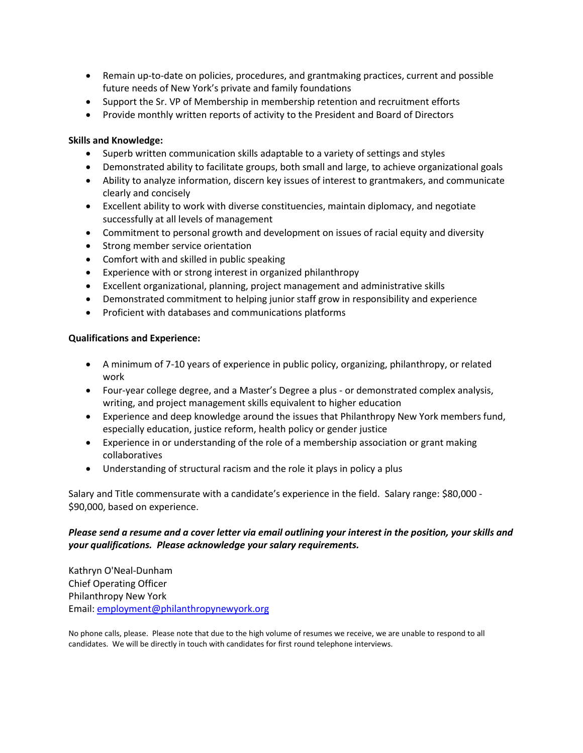- Remain up-to-date on policies, procedures, and grantmaking practices, current and possible future needs of New York's private and family foundations
- Support the Sr. VP of Membership in membership retention and recruitment efforts
- Provide monthly written reports of activity to the President and Board of Directors

**Skills and Knowledge:**

- Superb written communication skills adaptable to a variety of settings and styles
- Demonstrated ability to facilitate groups, both small and large, to achieve organizational goals
- Ability to analyze information, discern key issues of interest to grantmakers, and communicate clearly and concisely
- Excellent ability to work with diverse constituencies, maintain diplomacy, and negotiate successfully at all levels of management
- Commitment to personal growth and development on issues of racial equity and diversity
- Strong member service orientation
- Comfort with and skilled in public speaking
- Experience with or strong interest in organized philanthropy
- Excellent organizational, planning, project management and administrative skills
- Demonstrated commitment to helping junior staff grow in responsibility and experience
- Proficient with databases and communications platforms

**Qualifications and Experience:**

- A minimum of 7-10 years of experience in public policy, organizing, philanthropy, or related work
- Four-year college degree, and a Master's Degree a plus - or demonstrated complex analysis, writing, and project management skills equivalent to higher education
- Experience and deep knowledge around the issues that Philanthropy New York members fund, especially education, justice reform, health policy or gender justice
- Experience in or understanding of the role of a membership association or grant making collaboratives
- Understanding of structural racism and the role it plays in policy a plus

Salary and Title commensurate with a candidate's experience in the field. Salary range: $80,000 - $90,000, based on experience.

***Please send a resume and a cover letter via email outlining your interest in the position, your skills and your qualifications. Please acknowledge your salary requirements.***

Kathryn O'Neal-Dunham
Chief Operating Officer
Philanthropy New York
Email: employment@philanthropynewyork.org

No phone calls, please. Please note that due to the high volume of resumes we receive, we are unable to respond to all candidates. We will be directly in touch with candidates for first round telephone interviews.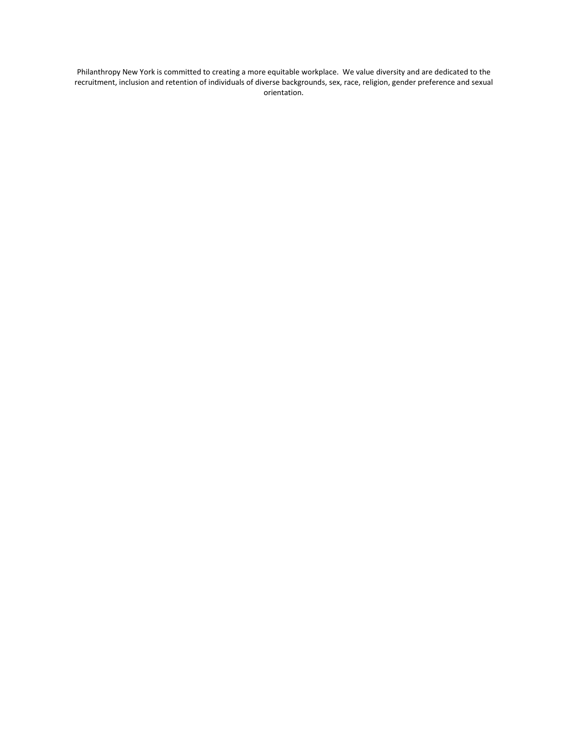Philanthropy New York is committed to creating a more equitable workplace. We value diversity and are dedicated to the recruitment, inclusion and retention of individuals of diverse backgrounds, sex, race, religion, gender preference and sexual orientation.